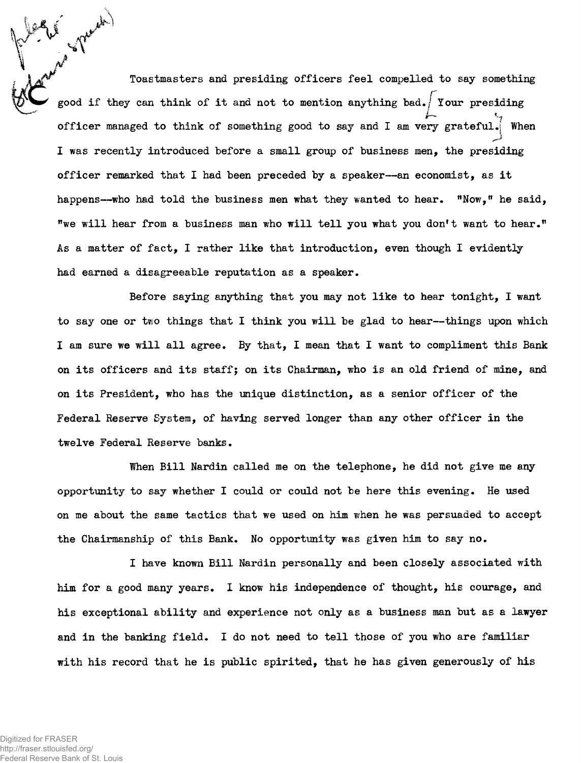Toastmasters and presiding officers feel compelled to say something good if they can think of it and not to mention anything bad. Your presiding officer managed to think of something good to say and I am very grateful. When I was recently introduced before a small group of business men, the presiding officer remarked that I had been preceded by a speaker--an economist, as it happens--who had told the business men what they wanted to hear. "Now," he said, "we will hear from a business man who will tell you what you don't want to hear." As a matter of fact, I rather like that introduction, even though I evidently had earned a disagreeable reputation as a speaker.

Before saying anything that you may not like to hear tonight, I want to say one or two things that I think you will be glad to hear--things upon which I am sure we will all agree. By that, I mean that I want to compliment this Bank on its officers and its staff; on its Chairman, who is an old friend of mine, and on its President, who has the unique distinction, as a senior officer of the Federal Reserve System, of having served longer than any other officer in the twelve Federal Reserve banks.

When Bill Nardin called me on the telephone, he did not give me any opportunity to say whether I could or could not be here this evening. He used on me about the same tactics that we used on him when he was persuaded to accept the Chairmanship of this Bank. No opportunity was given him to say no.

I have known Bill Nardin personally and been closely associated with him for a good many years. I know his independence of thought, his courage, and his exceptional ability and experience not only as a business man but as a lawyer and in the banking field. I do not need to tell those of you who are familiar with his record that he is public spirited, that he has given generously of his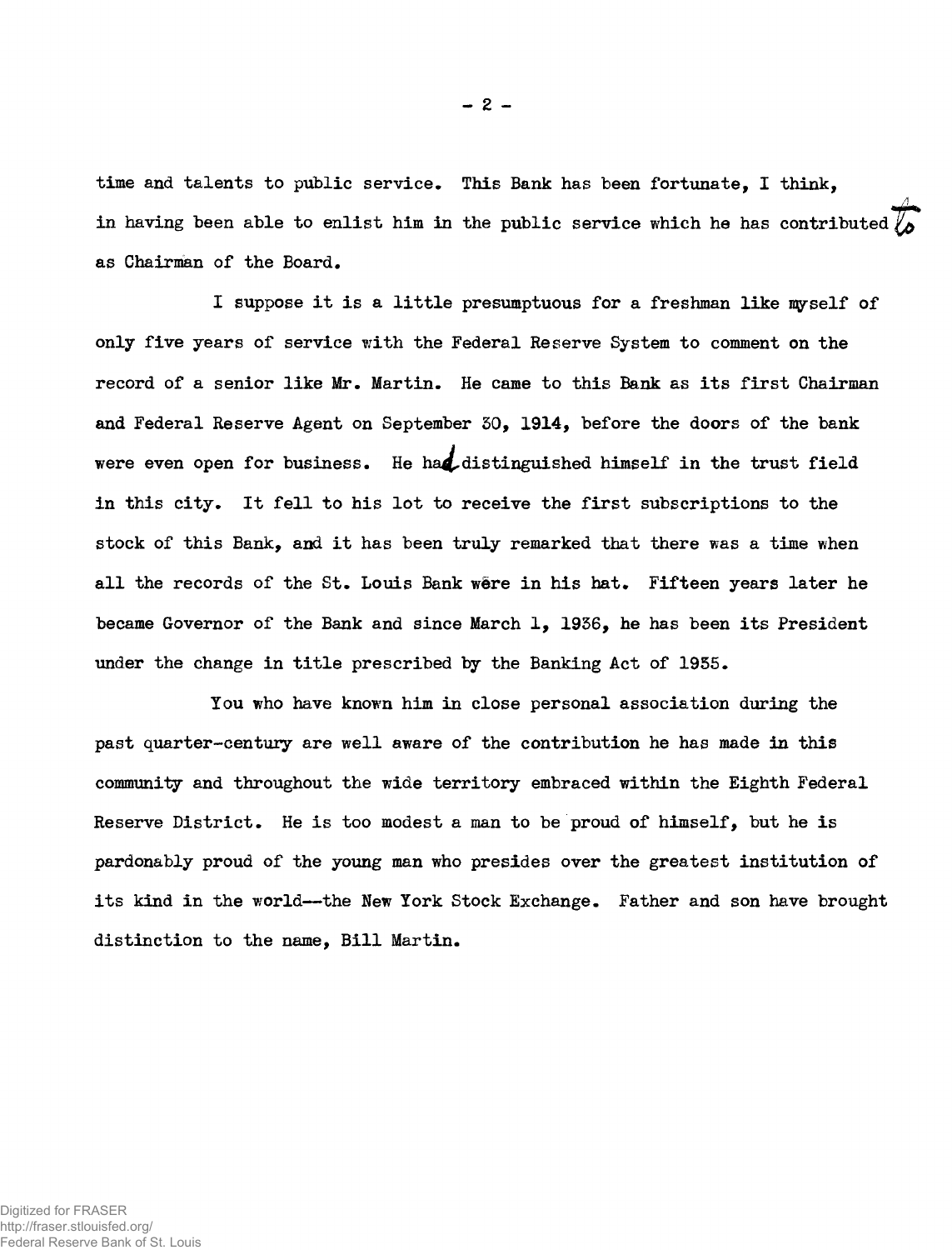time and talents to public service. This Bank has been fortunate, I think, in having been able to enlist him in the public service which he has contributed to as Chairman of the Board.

I suppose it is a little presumptuous for a freshman like myself of only five years of service with the Federal Reserve System to comment on the record of a senior like Mr. Martin. He came to this Bank as its first Chairman and Federal Reserve Agent on September 30, 1914, before the doors of the bank were even open for business. He had distinguished himself in the trust field in this city. It fell to his lot to receive the first subscriptions to the stock of this Bank, and it has been truly remarked that there was a time when all the records of the St. Louis Bank were in his hat. Fifteen years later he became Governor of the Bank and since March 1, 1936, he has been its President under the change in title prescribed by the Banking Act of 1935.

You who have known him in close personal association during the past quarter-century are well aware of the contribution he has made in this community and throughout the wide territory embraced within the Eighth Federal Reserve District. He is too modest a man to be proud of himself, but he is pardonably proud of the young man who presides over the greatest institution of its kind in the world--the New York Stock Exchange. Father and son have brought distinction to the name, Bill Martin.